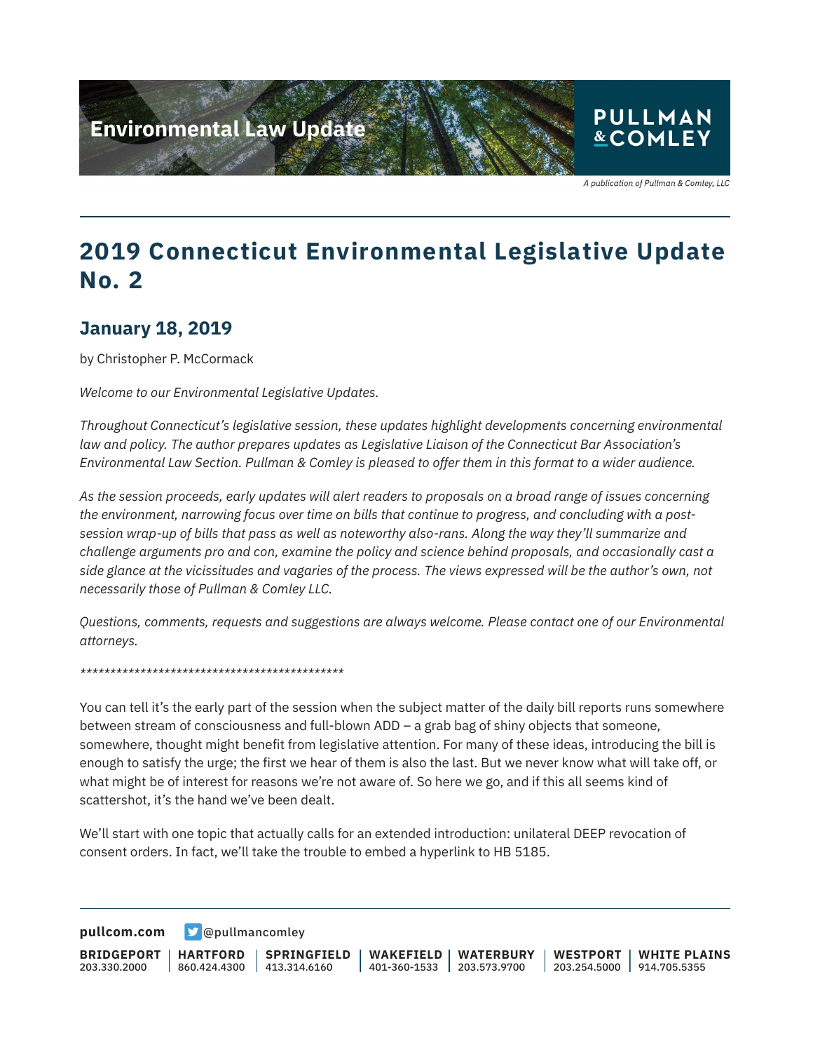# 2019 Connecticut Environmental Legislative Update No. 2

## January 18, 2019

by Christopher P. McCormack

*Welcome to our Environmental Legislative Updates.*

*Throughout Connecticut's legislative session, these updates highlight developments concerning environmental law and policy. The author prepares updates as Legislative Liaison of the Connecticut Bar Association's Environmental Law Section. Pullman & Comley is pleased to offer them in this format to a wider audience.*

*As the session proceeds, early updates will alert readers to proposals on a broad range of issues concerning the environment, narrowing focus over time on bills that continue to progress, and concluding with a post-session wrap-up of bills that pass as well as noteworthy also-rans. Along the way they'll summarize and challenge arguments pro and con, examine the policy and science behind proposals, and occasionally cast a side glance at the vicissitudes and vagaries of the process. The views expressed will be the author's own, not necessarily those of Pullman & Comley LLC.*

*Questions, comments, requests and suggestions are always welcome. Please contact one of our Environmental attorneys.*

*********************************************

You can tell it's the early part of the session when the subject matter of the daily bill reports runs somewhere between stream of consciousness and full-blown ADD – a grab bag of shiny objects that someone, somewhere, thought might benefit from legislative attention. For many of these ideas, introducing the bill is enough to satisfy the urge; the first we hear of them is also the last. But we never know what will take off, or what might be of interest for reasons we're not aware of. So here we go, and if this all seems kind of scattershot, it's the hand we've been dealt.

We'll start with one topic that actually calls for an extended introduction: unilateral DEEP revocation of consent orders. In fact, we'll take the trouble to embed a hyperlink to HB 5185.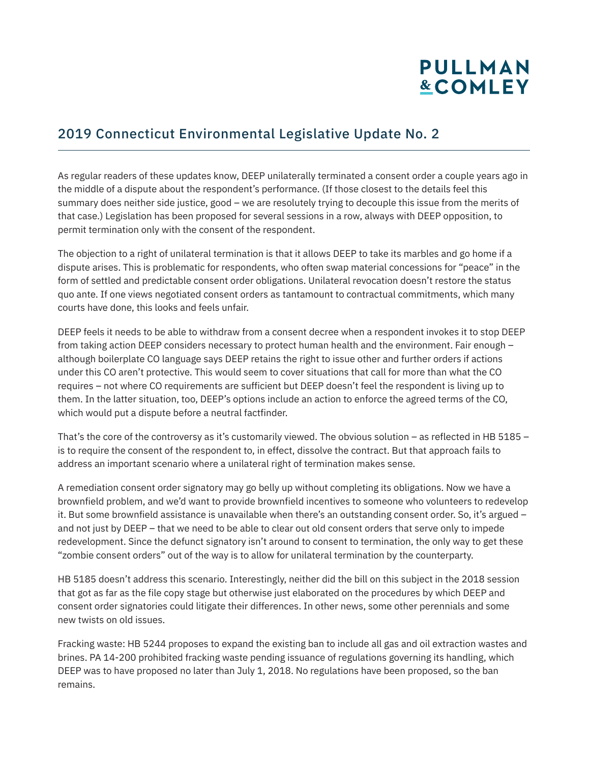## 2019 Connecticut Environmental Legislative Update No. 2

As regular readers of these updates know, DEEP unilaterally terminated a consent order a couple years ago in the middle of a dispute about the respondent's performance. (If those closest to the details feel this summary does neither side justice, good – we are resolutely trying to decouple this issue from the merits of that case.) Legislation has been proposed for several sessions in a row, always with DEEP opposition, to permit termination only with the consent of the respondent.

The objection to a right of unilateral termination is that it allows DEEP to take its marbles and go home if a dispute arises. This is problematic for respondents, who often swap material concessions for "peace" in the form of settled and predictable consent order obligations. Unilateral revocation doesn't restore the status quo ante. If one views negotiated consent orders as tantamount to contractual commitments, which many courts have done, this looks and feels unfair.

DEEP feels it needs to be able to withdraw from a consent decree when a respondent invokes it to stop DEEP from taking action DEEP considers necessary to protect human health and the environment. Fair enough – although boilerplate CO language says DEEP retains the right to issue other and further orders if actions under this CO aren't protective. This would seem to cover situations that call for more than what the CO requires – not where CO requirements are sufficient but DEEP doesn't feel the respondent is living up to them. In the latter situation, too, DEEP's options include an action to enforce the agreed terms of the CO, which would put a dispute before a neutral factfinder.

That's the core of the controversy as it's customarily viewed. The obvious solution – as reflected in HB 5185 – is to require the consent of the respondent to, in effect, dissolve the contract. But that approach fails to address an important scenario where a unilateral right of termination makes sense.

A remediation consent order signatory may go belly up without completing its obligations. Now we have a brownfield problem, and we'd want to provide brownfield incentives to someone who volunteers to redevelop it. But some brownfield assistance is unavailable when there's an outstanding consent order. So, it's argued – and not just by DEEP – that we need to be able to clear out old consent orders that serve only to impede redevelopment. Since the defunct signatory isn't around to consent to termination, the only way to get these "zombie consent orders" out of the way is to allow for unilateral termination by the counterparty.

HB 5185 doesn't address this scenario. Interestingly, neither did the bill on this subject in the 2018 session that got as far as the file copy stage but otherwise just elaborated on the procedures by which DEEP and consent order signatories could litigate their differences. In other news, some other perennials and some new twists on old issues.

Fracking waste: HB 5244 proposes to expand the existing ban to include all gas and oil extraction wastes and brines. PA 14-200 prohibited fracking waste pending issuance of regulations governing its handling, which DEEP was to have proposed no later than July 1, 2018. No regulations have been proposed, so the ban remains.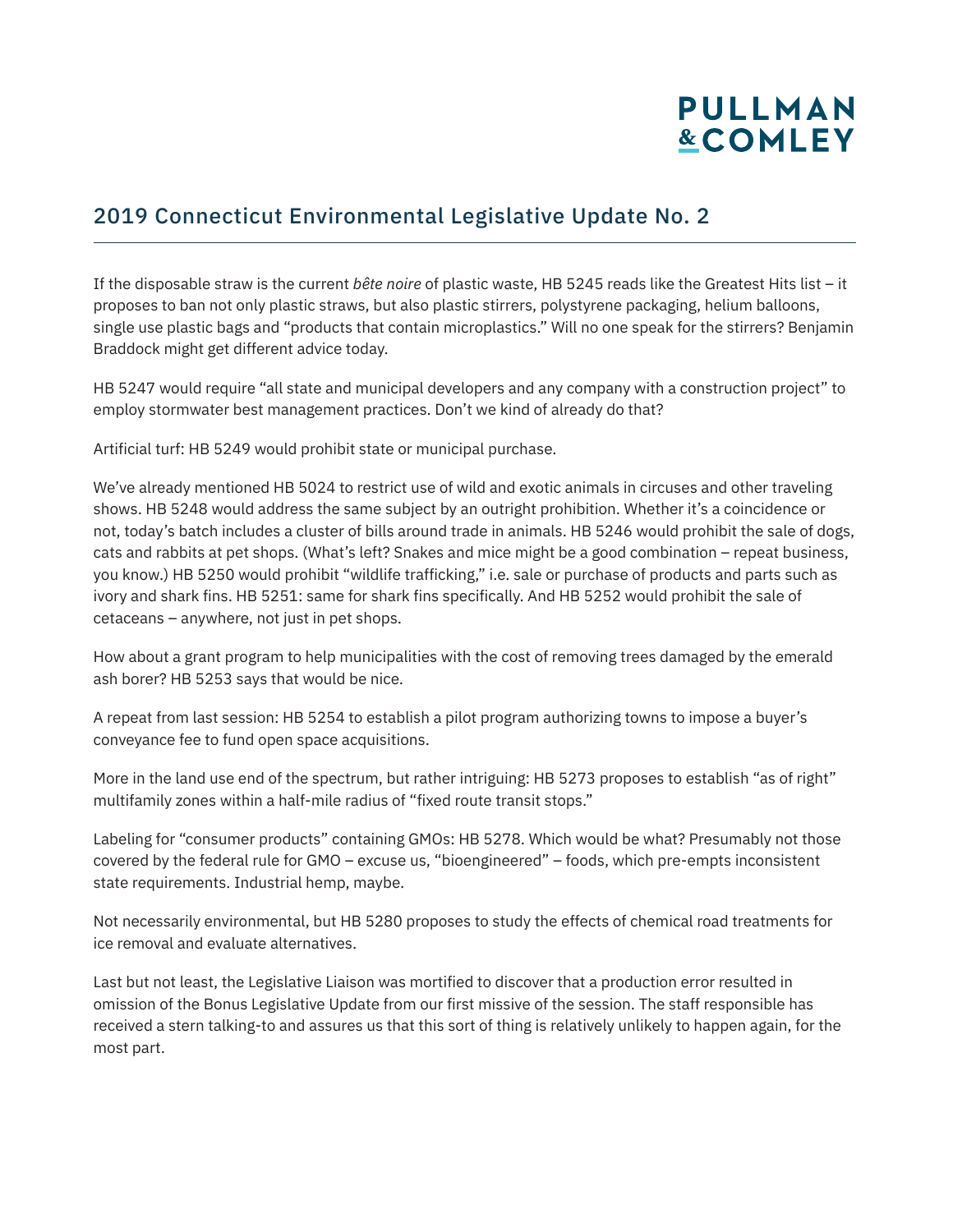## 2019 Connecticut Environmental Legislative Update No. 2

If the disposable straw is the current *bête noire* of plastic waste, HB 5245 reads like the Greatest Hits list – it proposes to ban not only plastic straws, but also plastic stirrers, polystyrene packaging, helium balloons, single use plastic bags and "products that contain microplastics." Will no one speak for the stirrers? Benjamin Braddock might get different advice today.

HB 5247 would require "all state and municipal developers and any company with a construction project" to employ stormwater best management practices. Don't we kind of already do that?

Artificial turf: HB 5249 would prohibit state or municipal purchase.

We've already mentioned HB 5024 to restrict use of wild and exotic animals in circuses and other traveling shows. HB 5248 would address the same subject by an outright prohibition. Whether it's a coincidence or not, today's batch includes a cluster of bills around trade in animals. HB 5246 would prohibit the sale of dogs, cats and rabbits at pet shops. (What's left? Snakes and mice might be a good combination – repeat business, you know.) HB 5250 would prohibit "wildlife trafficking," i.e. sale or purchase of products and parts such as ivory and shark fins. HB 5251: same for shark fins specifically. And HB 5252 would prohibit the sale of cetaceans – anywhere, not just in pet shops.

How about a grant program to help municipalities with the cost of removing trees damaged by the emerald ash borer? HB 5253 says that would be nice.

A repeat from last session: HB 5254 to establish a pilot program authorizing towns to impose a buyer's conveyance fee to fund open space acquisitions.

More in the land use end of the spectrum, but rather intriguing: HB 5273 proposes to establish "as of right" multifamily zones within a half-mile radius of "fixed route transit stops."

Labeling for "consumer products" containing GMOs: HB 5278. Which would be what? Presumably not those covered by the federal rule for GMO – excuse us, "bioengineered" – foods, which pre-empts inconsistent state requirements. Industrial hemp, maybe.

Not necessarily environmental, but HB 5280 proposes to study the effects of chemical road treatments for ice removal and evaluate alternatives.

Last but not least, the Legislative Liaison was mortified to discover that a production error resulted in omission of the Bonus Legislative Update from our first missive of the session. The staff responsible has received a stern talking-to and assures us that this sort of thing is relatively unlikely to happen again, for the most part.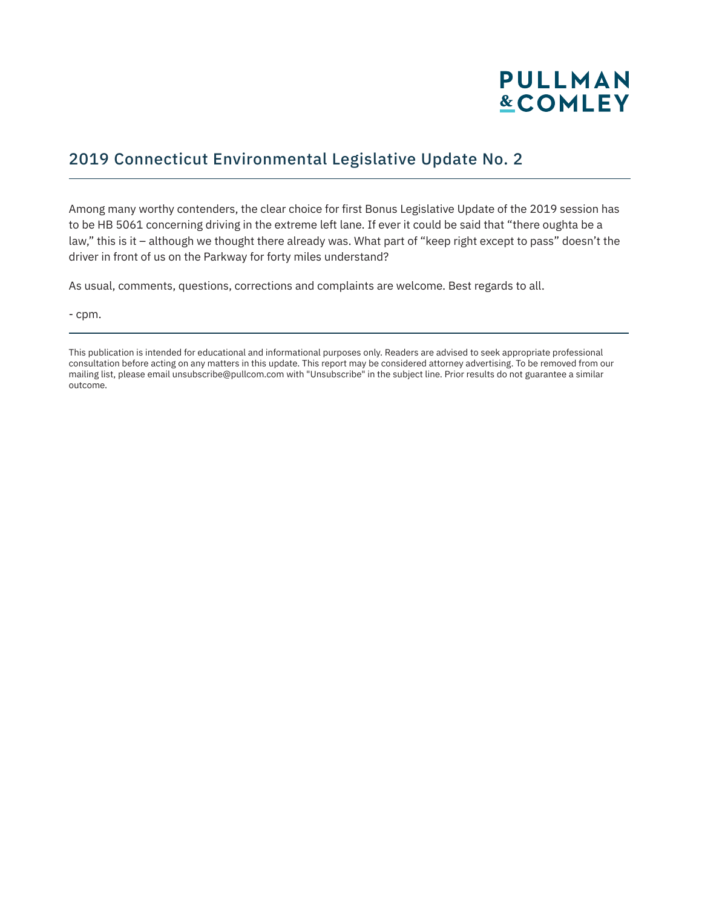PULLMAN & COMLEY

## 2019 Connecticut Environmental Legislative Update No. 2

---

Among many worthy contenders, the clear choice for first Bonus Legislative Update of the 2019 session has to be HB 5061 concerning driving in the extreme left lane. If ever it could be said that "there oughta be a law," this is it – although we thought there already was. What part of "keep right except to pass" doesn't the driver in front of us on the Parkway for forty miles understand?

As usual, comments, questions, corrections and complaints are welcome. Best regards to all.

- cpm.

---

This publication is intended for educational and informational purposes only. Readers are advised to seek appropriate professional consultation before acting on any matters in this update. This report may be considered attorney advertising. To be removed from our mailing list, please email unsubscribe@pullcom.com with "Unsubscribe" in the subject line. Prior results do not guarantee a similar outcome.